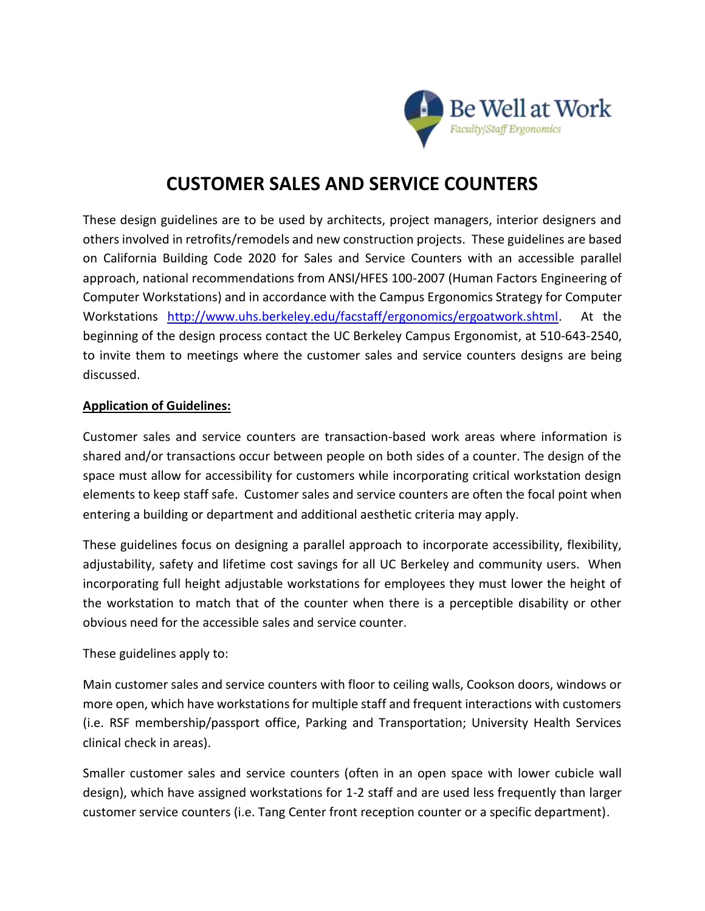# CUSTOMER SALES AND SERVICE COUNTERS

These design guidelines are to be used by architects, project managers, interior designers and others involved in retrofits/remodels and new construction projects. These guidelines are based on California Building Code 2020 for Sales and Service Counters with an accessible parallel approach, national recommendations from ANSI/HFES 100-2007 (Human Factors Engineering of Computer Workstations) and in accordance with the Campus Ergonomics Strategy for Computer Workstations [http://www.uhs.berkeley.edu/facstaff/ergonomics/ergoatwork.shtml](http://www.uhs.berkeley.edu/facstaff/ergonomics/ergoatwork.shtml). At the beginning of the design process contact the UC Berkeley Campus Ergonomist, at 510-643-2540, to invite them to meetings where the customer sales and service counters designs are being discussed.

**Application of Guidelines:**

Customer sales and service counters are transaction-based work areas where information is shared and/or transactions occur between people on both sides of a counter. The design of the space must allow for accessibility for customers while incorporating critical workstation design elements to keep staff safe. Customer sales and service counters are often the focal point when entering a building or department and additional aesthetic criteria may apply.

These guidelines focus on designing a parallel approach to incorporate accessibility, flexibility, adjustability, safety and lifetime cost savings for all UC Berkeley and community users. When incorporating full height adjustable workstations for employees they must lower the height of the workstation to match that of the counter when there is a perceptible disability or other obvious need for the accessible sales and service counter.

These guidelines apply to:

Main customer sales and service counters with floor to ceiling walls, Cookson doors, windows or more open, which have workstations for multiple staff and frequent interactions with customers (i.e. RSF membership/passport office, Parking and Transportation; University Health Services clinical check in areas).

Smaller customer sales and service counters (often in an open space with lower cubicle wall design), which have assigned workstations for 1-2 staff and are used less frequently than larger customer service counters (i.e. Tang Center front reception counter or a specific department).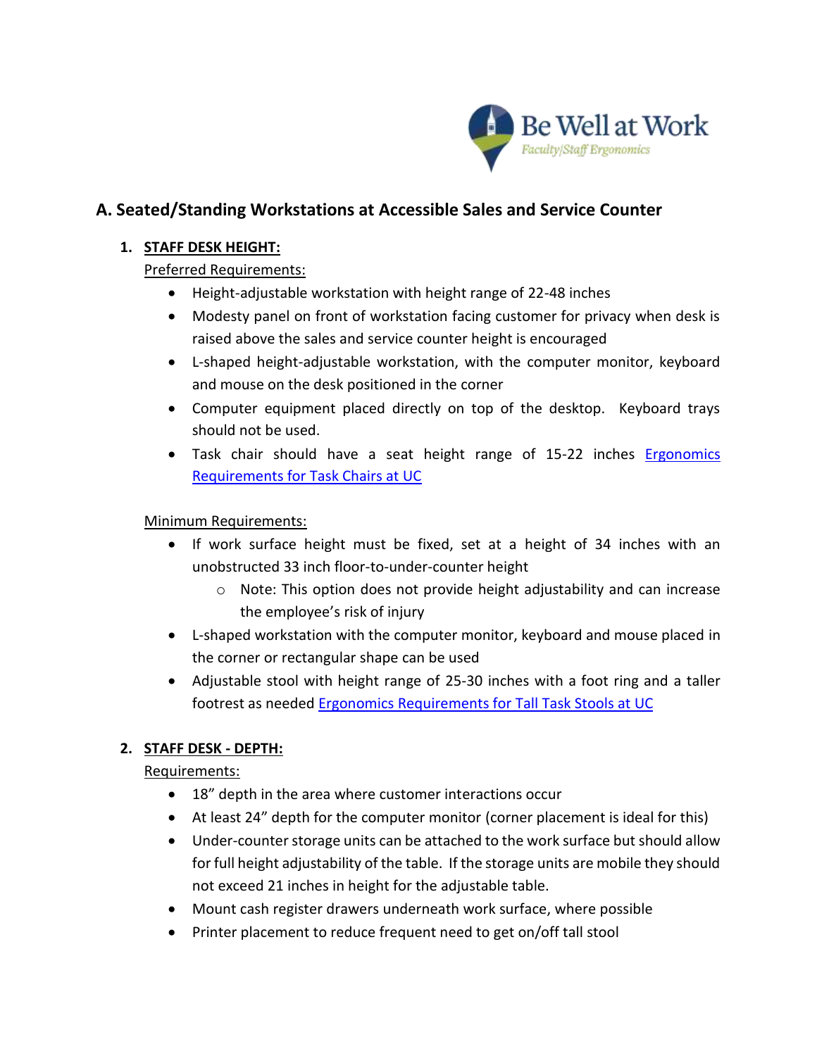## A. Seated/Standing Workstations at Accessible Sales and Service Counter

1. **STAFF DESK HEIGHT:**

   Preferred Requirements:

   - Height-adjustable workstation with height range of 22-48 inches
   - Modesty panel on front of workstation facing customer for privacy when desk is raised above the sales and service counter height is encouraged
   - L-shaped height-adjustable workstation, with the computer monitor, keyboard and mouse on the desk positioned in the corner
   - Computer equipment placed directly on top of the desktop. Keyboard trays should not be used.
   - Task chair should have a seat height range of 15-22 inches Ergonomics Requirements for Task Chairs at UC

   Minimum Requirements:

   - If work surface height must be fixed, set at a height of 34 inches with an unobstructed 33 inch floor-to-under-counter height
     - Note: This option does not provide height adjustability and can increase the employee's risk of injury
   - L-shaped workstation with the computer monitor, keyboard and mouse placed in the corner or rectangular shape can be used
   - Adjustable stool with height range of 25-30 inches with a foot ring and a taller footrest as needed Ergonomics Requirements for Tall Task Stools at UC

2. **STAFF DESK - DEPTH:**

   Requirements:

   - 18" depth in the area where customer interactions occur
   - At least 24" depth for the computer monitor (corner placement is ideal for this)
   - Under-counter storage units can be attached to the work surface but should allow for full height adjustability of the table. If the storage units are mobile they should not exceed 21 inches in height for the adjustable table.
   - Mount cash register drawers underneath work surface, where possible
   - Printer placement to reduce frequent need to get on/off tall stool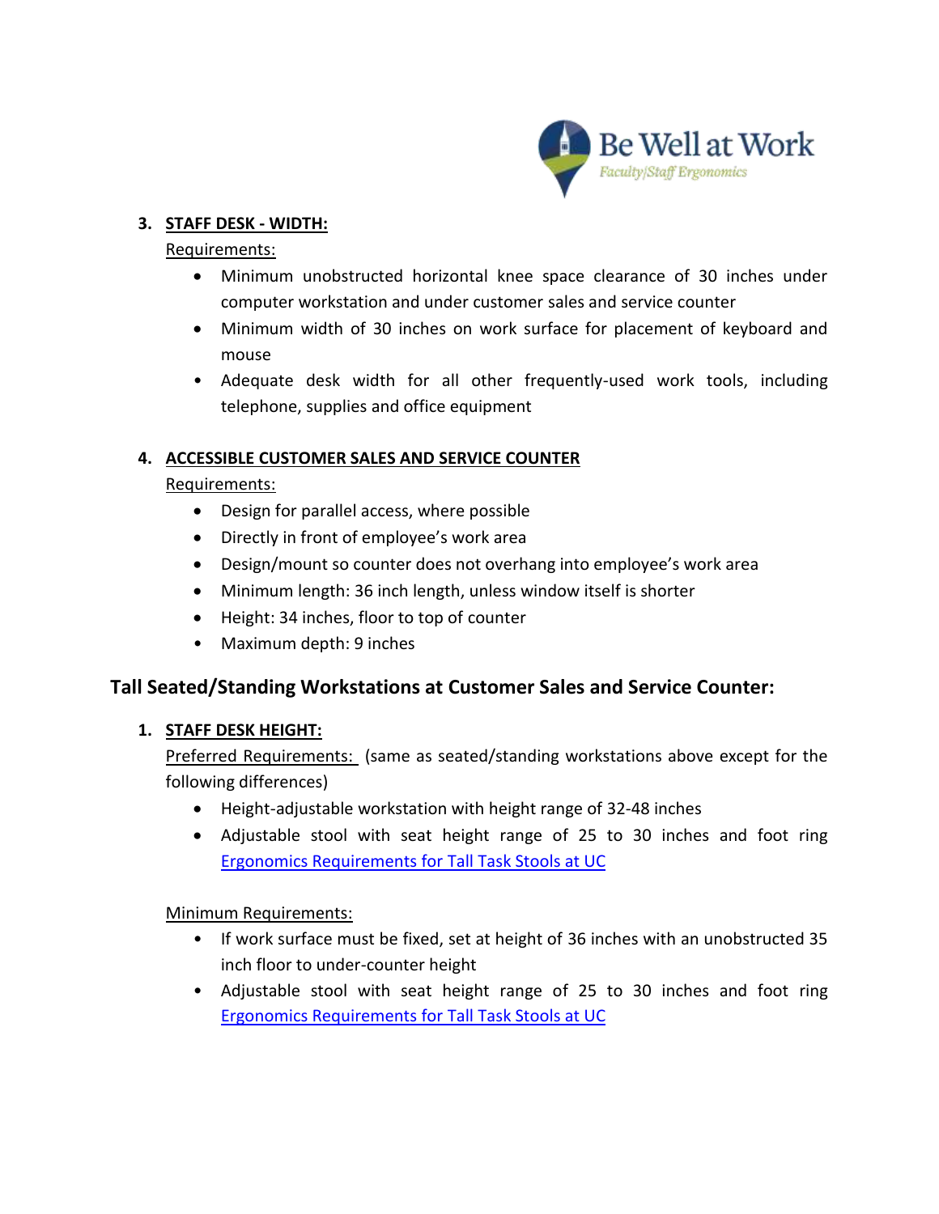3. **STAFF DESK - WIDTH:**

   Requirements:

   - Minimum unobstructed horizontal knee space clearance of 30 inches under computer workstation and under customer sales and service counter
   - Minimum width of 30 inches on work surface for placement of keyboard and mouse
   - Adequate desk width for all other frequently-used work tools, including telephone, supplies and office equipment

4. **ACCESSIBLE CUSTOMER SALES AND SERVICE COUNTER**

   Requirements:

   - Design for parallel access, where possible
   - Directly in front of employee's work area
   - Design/mount so counter does not overhang into employee's work area
   - Minimum length: 36 inch length, unless window itself is shorter
   - Height: 34 inches, floor to top of counter
   - Maximum depth: 9 inches

## Tall Seated/Standing Workstations at Customer Sales and Service Counter:

1. **STAFF DESK HEIGHT:**

   Preferred Requirements: (same as seated/standing workstations above except for the following differences)

   - Height-adjustable workstation with height range of 32-48 inches
   - Adjustable stool with seat height range of 25 to 30 inches and foot ring [Ergonomics Requirements for Tall Task Stools at UC]

   Minimum Requirements:

   - If work surface must be fixed, set at height of 36 inches with an unobstructed 35 inch floor to under-counter height
   - Adjustable stool with seat height range of 25 to 30 inches and foot ring [Ergonomics Requirements for Tall Task Stools at UC]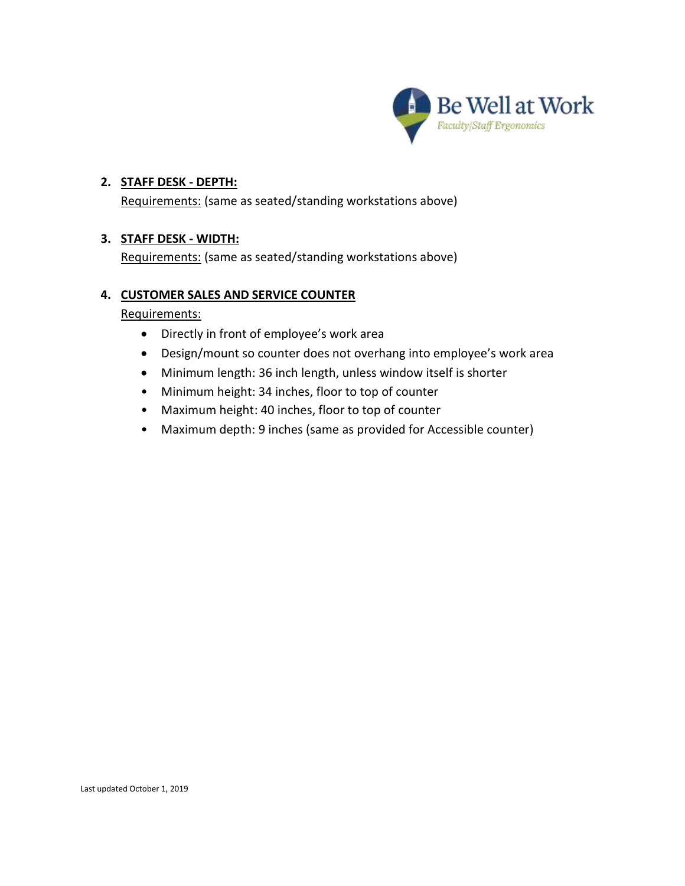2. **STAFF DESK - DEPTH:**
   Requirements: (same as seated/standing workstations above)

3. **STAFF DESK - WIDTH:**
   Requirements: (same as seated/standing workstations above)

4. **CUSTOMER SALES AND SERVICE COUNTER**
   Requirements:
   - Directly in front of employee's work area
   - Design/mount so counter does not overhang into employee's work area
   - Minimum length: 36 inch length, unless window itself is shorter
   - Minimum height: 34 inches, floor to top of counter
   - Maximum height: 40 inches, floor to top of counter
   - Maximum depth: 9 inches (same as provided for Accessible counter)

Last updated October 1, 2019